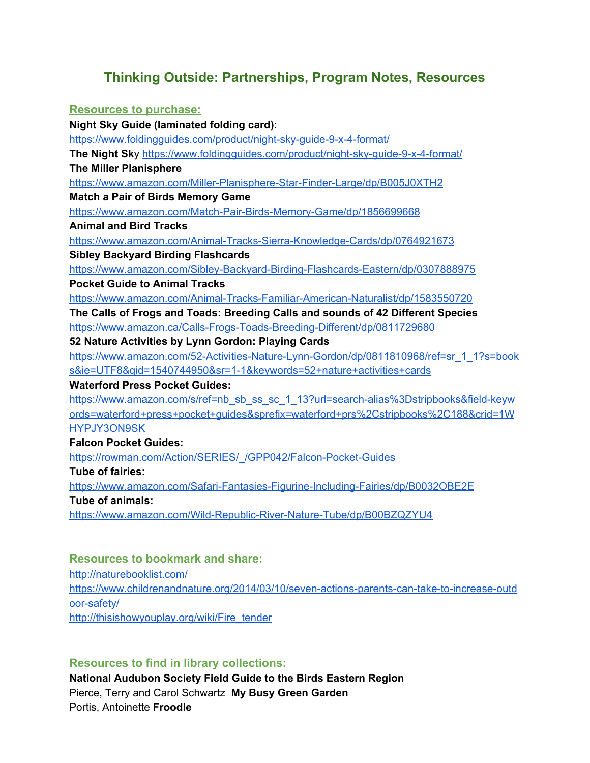# Thinking Outside: Partnerships, Program Notes, Resources

## Resources to purchase:

**Night Sky Guide (laminated folding card)**:
https://www.foldingguides.com/product/night-sky-guide-9-x-4-format/
**The Night Sk**y https://www.foldingguides.com/product/night-sky-guide-9-x-4-format/
**The Miller Planisphere**
https://www.amazon.com/Miller-Planisphere-Star-Finder-Large/dp/B005J0XTH2
**Match a Pair of Birds Memory Game**
https://www.amazon.com/Match-Pair-Birds-Memory-Game/dp/1856699668
**Animal and Bird Tracks**
https://www.amazon.com/Animal-Tracks-Sierra-Knowledge-Cards/dp/0764921673
**Sibley Backyard Birding Flashcards**
https://www.amazon.com/Sibley-Backyard-Birding-Flashcards-Eastern/dp/0307888975
**Pocket Guide to Animal Tracks**
https://www.amazon.com/Animal-Tracks-Familiar-American-Naturalist/dp/1583550720
**The Calls of Frogs and Toads: Breeding Calls and sounds of 42 Different Species**
https://www.amazon.ca/Calls-Frogs-Toads-Breeding-Different/dp/0811729680
**52 Nature Activities by Lynn Gordon: Playing Cards**
https://www.amazon.com/52-Activities-Nature-Lynn-Gordon/dp/0811810968/ref=sr_1_1?s=books&ie=UTF8&qid=1540744950&sr=1-1&keywords=52+nature+activities+cards
**Waterford Press Pocket Guides:**
https://www.amazon.com/s/ref=nb_sb_ss_sc_1_13?url=search-alias%3Dstripbooks&field-keywords=waterford+press+pocket+guides&sprefix=waterford+prs%2Cstripbooks%2C188&crid=1WHYPJY3ON9SK
**Falcon Pocket Guides:**
https://rowman.com/Action/SERIES/_/GPP042/Falcon-Pocket-Guides
**Tube of fairies:**
https://www.amazon.com/Safari-Fantasies-Figurine-Including-Fairies/dp/B0032OBE2E
**Tube of animals:**
https://www.amazon.com/Wild-Republic-River-Nature-Tube/dp/B00BZQZYU4

## Resources to bookmark and share:

http://naturebooklist.com/
https://www.childrenandnature.org/2014/03/10/seven-actions-parents-can-take-to-increase-outdoor-safety/
http://thisishowyouplay.org/wiki/Fire_tender

## Resources to find in library collections:

**National Audubon Society Field Guide to the Birds Eastern Region**
Pierce, Terry and Carol Schwartz **My Busy Green Garden**
Portis, Antoinette **Froodle**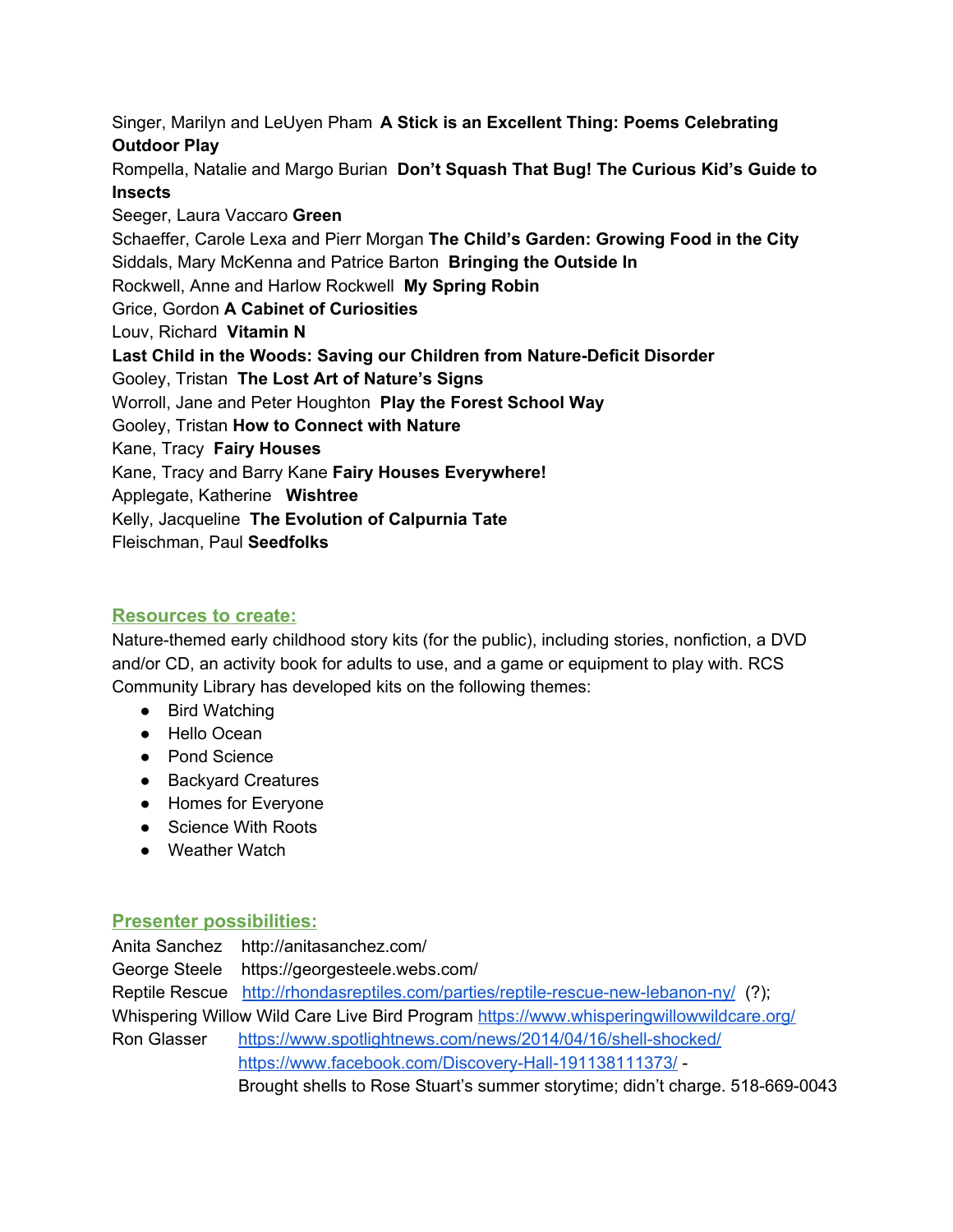Singer, Marilyn and LeUyen Pham **A Stick is an Excellent Thing: Poems Celebrating Outdoor Play**
Rompella, Natalie and Margo Burian **Don't Squash That Bug! The Curious Kid's Guide to Insects**
Seeger, Laura Vaccaro **Green**
Schaeffer, Carole Lexa and Pierr Morgan **The Child's Garden: Growing Food in the City**
Siddals, Mary McKenna and Patrice Barton **Bringing the Outside In**
Rockwell, Anne and Harlow Rockwell **My Spring Robin**
Grice, Gordon **A Cabinet of Curiosities**
Louv, Richard **Vitamin N**
**Last Child in the Woods: Saving our Children from Nature-Deficit Disorder**
Gooley, Tristan **The Lost Art of Nature's Signs**
Worroll, Jane and Peter Houghton **Play the Forest School Way**
Gooley, Tristan **How to Connect with Nature**
Kane, Tracy **Fairy Houses**
Kane, Tracy and Barry Kane **Fairy Houses Everywhere!**
Applegate, Katherine **Wishtree**
Kelly, Jacqueline **The Evolution of Calpurnia Tate**
Fleischman, Paul **Seedfolks**

## Resources to create:

Nature-themed early childhood story kits (for the public), including stories, nonfiction, a DVD and/or CD, an activity book for adults to use, and a game or equipment to play with. RCS Community Library has developed kits on the following themes:

- Bird Watching
- Hello Ocean
- Pond Science
- Backyard Creatures
- Homes for Everyone
- Science With Roots
- Weather Watch

## Presenter possibilities:

Anita Sanchez http://anitasanchez.com/
George Steele https://georgesteele.webs.com/
Reptile Rescue http://rhondasreptiles.com/parties/reptile-rescue-new-lebanon-ny/ (?);
Whispering Willow Wild Care Live Bird Program https://www.whisperingwillowwildcare.org/
Ron Glasser https://www.spotlightnews.com/news/2014/04/16/shell-shocked/
https://www.facebook.com/Discovery-Hall-191138111373/ -
Brought shells to Rose Stuart's summer storytime; didn't charge. 518-669-0043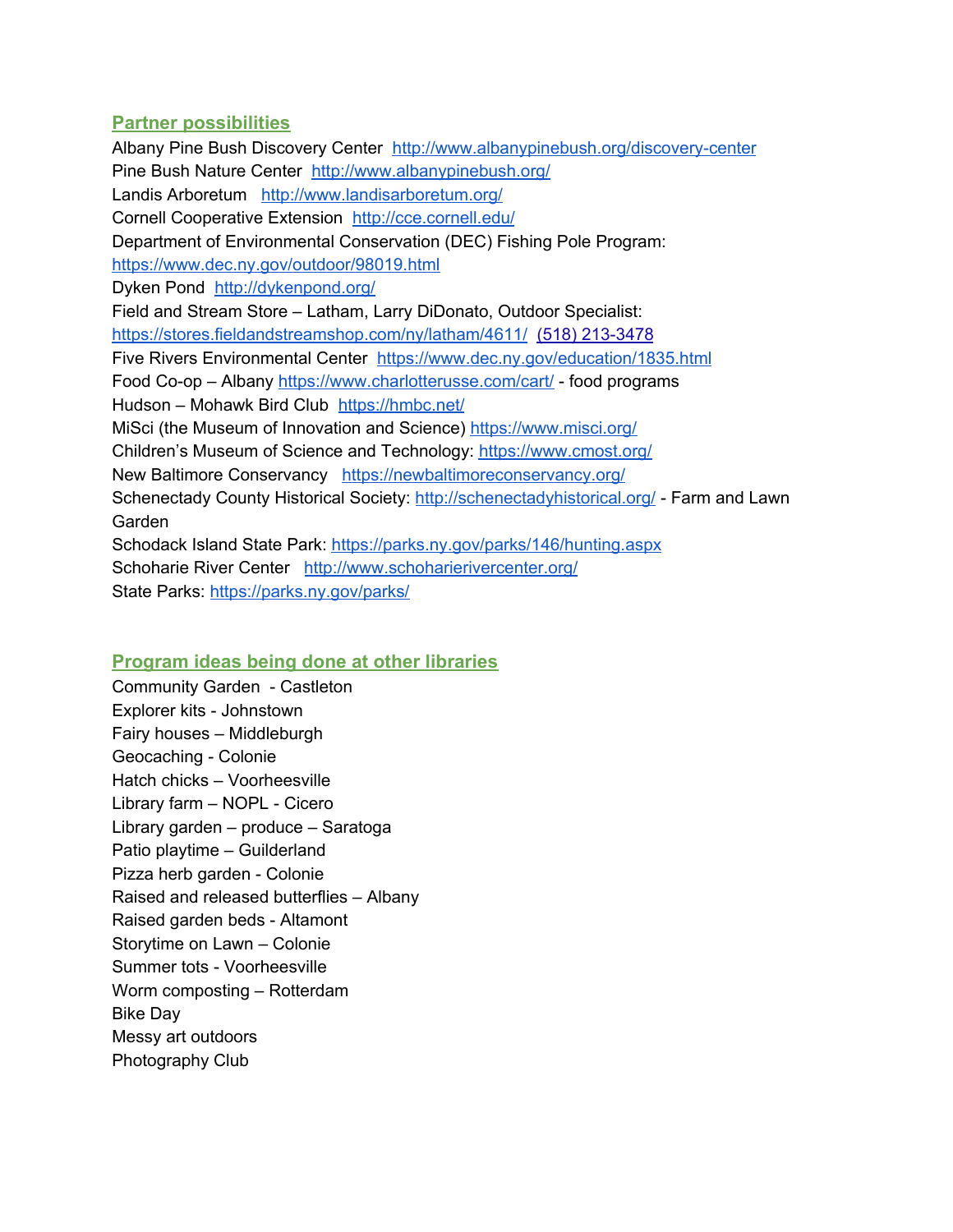## Partner possibilities

Albany Pine Bush Discovery Center http://www.albanypinebush.org/discovery-center
Pine Bush Nature Center http://www.albanypinebush.org/
Landis Arboretum http://www.landisarboretum.org/
Cornell Cooperative Extension http://cce.cornell.edu/
Department of Environmental Conservation (DEC) Fishing Pole Program: https://www.dec.ny.gov/outdoor/98019.html
Dyken Pond http://dykenpond.org/
Field and Stream Store – Latham, Larry DiDonato, Outdoor Specialist: https://stores.fieldandstreamshop.com/ny/latham/4611/ (518) 213-3478
Five Rivers Environmental Center https://www.dec.ny.gov/education/1835.html
Food Co-op – Albany https://www.charlotterusse.com/cart/ - food programs
Hudson – Mohawk Bird Club https://hmbc.net/
MiSci (the Museum of Innovation and Science) https://www.misci.org/
Children's Museum of Science and Technology: https://www.cmost.org/
New Baltimore Conservancy https://newbaltimoreconservancy.org/
Schenectady County Historical Society: http://schenectadyhistorical.org/ - Farm and Lawn Garden
Schodack Island State Park: https://parks.ny.gov/parks/146/hunting.aspx
Schoharie River Center http://www.schoharierivercenter.org/
State Parks: https://parks.ny.gov/parks/

## Program ideas being done at other libraries

Community Garden - Castleton
Explorer kits - Johnstown
Fairy houses – Middleburgh
Geocaching - Colonie
Hatch chicks – Voorheesville
Library farm – NOPL - Cicero
Library garden – produce – Saratoga
Patio playtime – Guilderland
Pizza herb garden - Colonie
Raised and released butterflies – Albany
Raised garden beds - Altamont
Storytime on Lawn – Colonie
Summer tots - Voorheesville
Worm composting – Rotterdam
Bike Day
Messy art outdoors
Photography Club